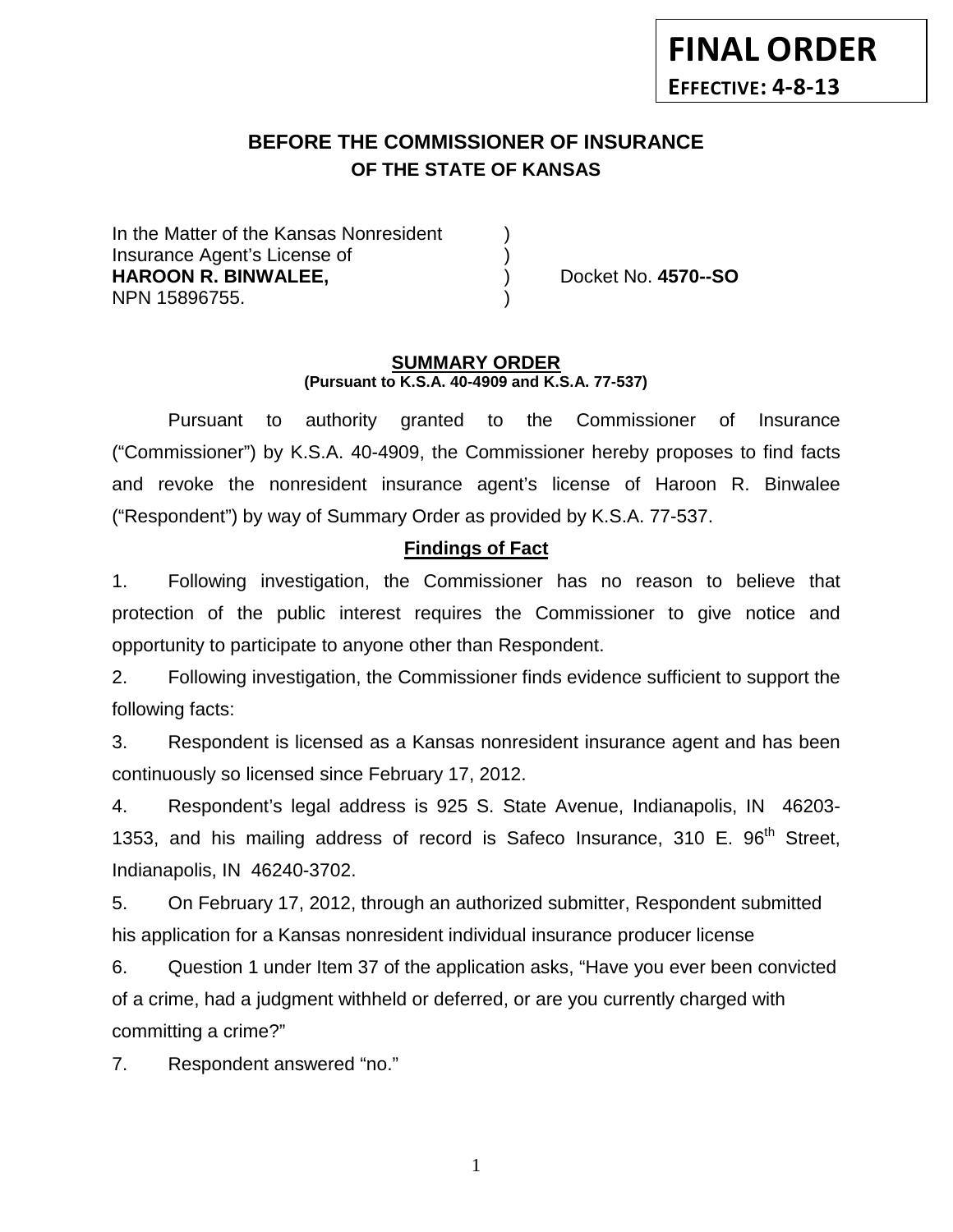**FINAL ORDER**

**EFFECTIVE: 4-8-13**

## BEFORE THE COMMISSIONER OF INSURANCE
### OF THE STATE OF KANSAS

In the Matter of the Kansas Nonresident )
Insurance Agent's License of )
**HAROON R. BINWALEE,** ) Docket No. **4570--SO**
NPN 15896755. )

**SUMMARY ORDER**
**(Pursuant to K.S.A. 40-4909 and K.S.A. 77-537)**

Pursuant to authority granted to the Commissioner of Insurance ("Commissioner") by K.S.A. 40-4909, the Commissioner hereby proposes to find facts and revoke the nonresident insurance agent's license of Haroon R. Binwalee ("Respondent") by way of Summary Order as provided by K.S.A. 77-537.

**Findings of Fact**

1. Following investigation, the Commissioner has no reason to believe that protection of the public interest requires the Commissioner to give notice and opportunity to participate to anyone other than Respondent.

2. Following investigation, the Commissioner finds evidence sufficient to support the following facts:

3. Respondent is licensed as a Kansas nonresident insurance agent and has been continuously so licensed since February 17, 2012.

4. Respondent's legal address is 925 S. State Avenue, Indianapolis, IN 46203-1353, and his mailing address of record is Safeco Insurance, 310 E. 96th Street, Indianapolis, IN 46240-3702.

5. On February 17, 2012, through an authorized submitter, Respondent submitted his application for a Kansas nonresident individual insurance producer license

6. Question 1 under Item 37 of the application asks, "Have you ever been convicted of a crime, had a judgment withheld or deferred, or are you currently charged with committing a crime?"

7. Respondent answered "no."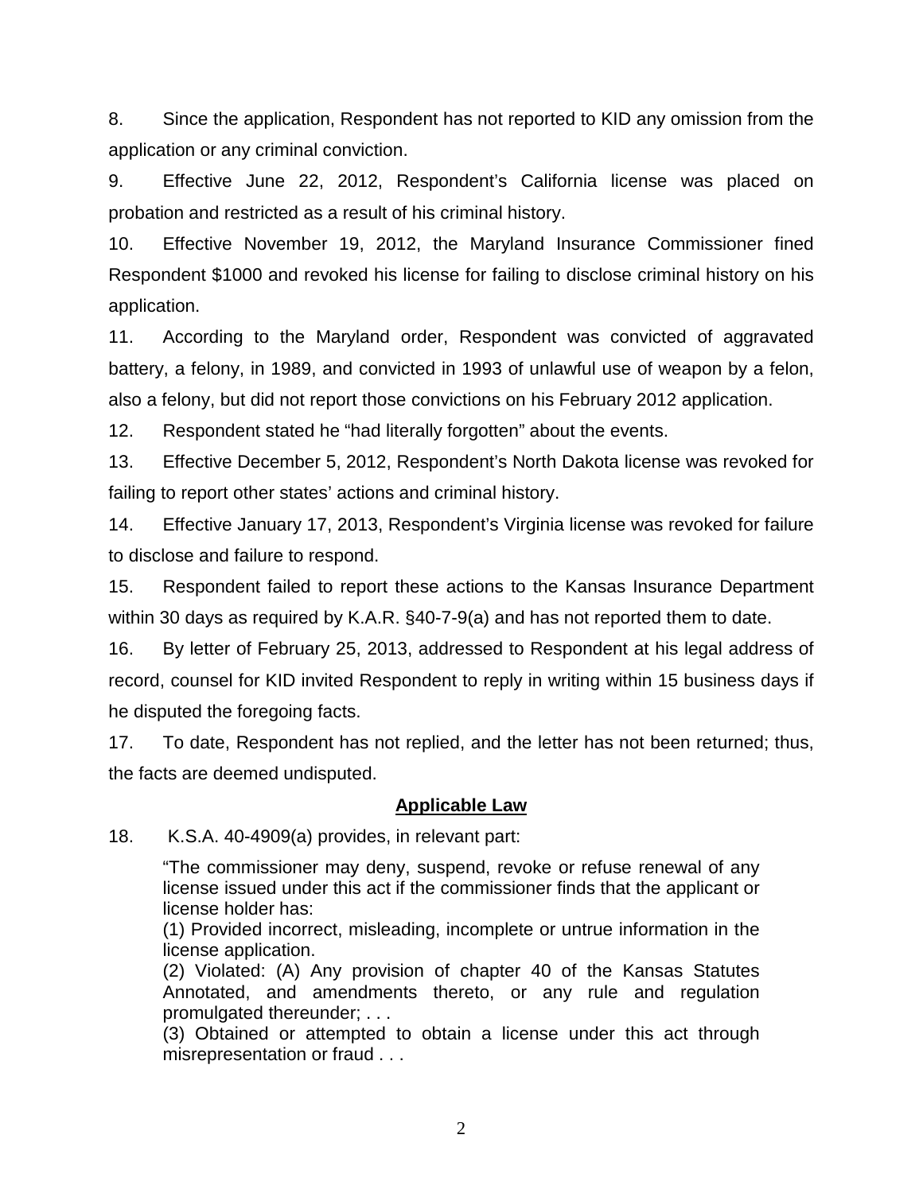8. Since the application, Respondent has not reported to KID any omission from the application or any criminal conviction.

9. Effective June 22, 2012, Respondent's California license was placed on probation and restricted as a result of his criminal history.

10. Effective November 19, 2012, the Maryland Insurance Commissioner fined Respondent $1000 and revoked his license for failing to disclose criminal history on his application.

11. According to the Maryland order, Respondent was convicted of aggravated battery, a felony, in 1989, and convicted in 1993 of unlawful use of weapon by a felon, also a felony, but did not report those convictions on his February 2012 application.

12. Respondent stated he "had literally forgotten" about the events.

13. Effective December 5, 2012, Respondent's North Dakota license was revoked for failing to report other states' actions and criminal history.

14. Effective January 17, 2013, Respondent's Virginia license was revoked for failure to disclose and failure to respond.

15. Respondent failed to report these actions to the Kansas Insurance Department within 30 days as required by K.A.R. §40-7-9(a) and has not reported them to date.

16. By letter of February 25, 2013, addressed to Respondent at his legal address of record, counsel for KID invited Respondent to reply in writing within 15 business days if he disputed the foregoing facts.

17. To date, Respondent has not replied, and the letter has not been returned; thus, the facts are deemed undisputed.

## Applicable Law

18. K.S.A. 40-4909(a) provides, in relevant part:

> "The commissioner may deny, suspend, revoke or refuse renewal of any license issued under this act if the commissioner finds that the applicant or license holder has:
>
> (1) Provided incorrect, misleading, incomplete or untrue information in the license application.
>
> (2) Violated: (A) Any provision of chapter 40 of the Kansas Statutes Annotated, and amendments thereto, or any rule and regulation promulgated thereunder; . . .
>
> (3) Obtained or attempted to obtain a license under this act through misrepresentation or fraud . . .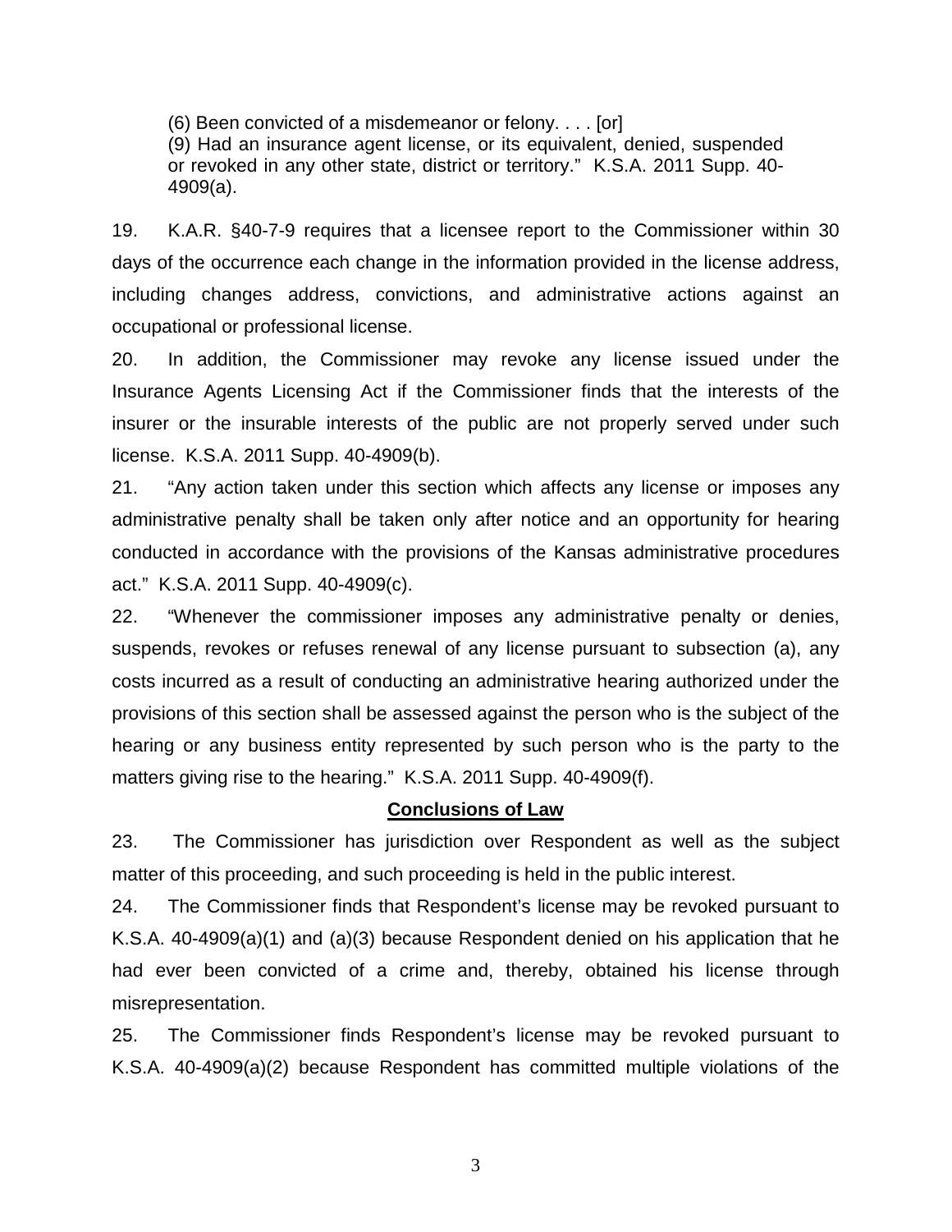> (6) Been convicted of a misdemeanor or felony. . . . [or]
> (9) Had an insurance agent license, or its equivalent, denied, suspended or revoked in any other state, district or territory." K.S.A. 2011 Supp. 40-4909(a).

19. K.A.R. §40-7-9 requires that a licensee report to the Commissioner within 30 days of the occurrence each change in the information provided in the license address, including changes address, convictions, and administrative actions against an occupational or professional license.

20. In addition, the Commissioner may revoke any license issued under the Insurance Agents Licensing Act if the Commissioner finds that the interests of the insurer or the insurable interests of the public are not properly served under such license. K.S.A. 2011 Supp. 40-4909(b).

21. "Any action taken under this section which affects any license or imposes any administrative penalty shall be taken only after notice and an opportunity for hearing conducted in accordance with the provisions of the Kansas administrative procedures act." K.S.A. 2011 Supp. 40-4909(c).

22. "Whenever the commissioner imposes any administrative penalty or denies, suspends, revokes or refuses renewal of any license pursuant to subsection (a), any costs incurred as a result of conducting an administrative hearing authorized under the provisions of this section shall be assessed against the person who is the subject of the hearing or any business entity represented by such person who is the party to the matters giving rise to the hearing." K.S.A. 2011 Supp. 40-4909(f).

## Conclusions of Law

23. The Commissioner has jurisdiction over Respondent as well as the subject matter of this proceeding, and such proceeding is held in the public interest.

24. The Commissioner finds that Respondent's license may be revoked pursuant to K.S.A. 40-4909(a)(1) and (a)(3) because Respondent denied on his application that he had ever been convicted of a crime and, thereby, obtained his license through misrepresentation.

25. The Commissioner finds Respondent's license may be revoked pursuant to K.S.A. 40-4909(a)(2) because Respondent has committed multiple violations of the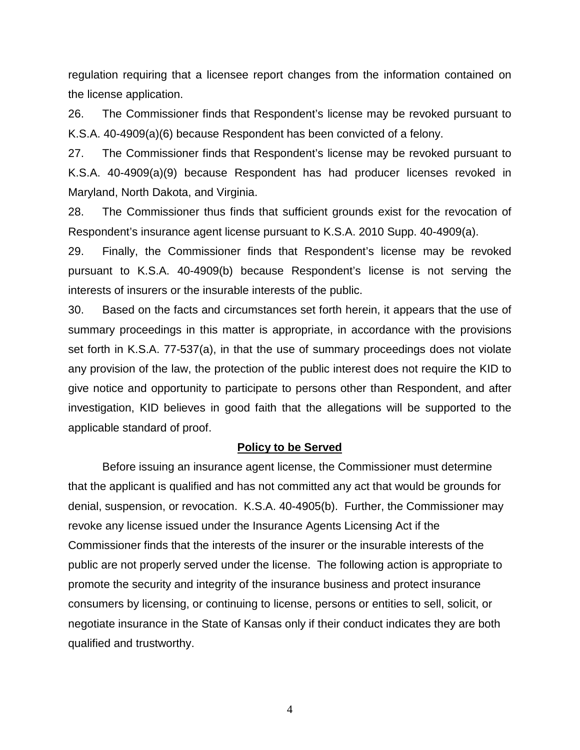regulation requiring that a licensee report changes from the information contained on the license application.

26. The Commissioner finds that Respondent's license may be revoked pursuant to K.S.A. 40-4909(a)(6) because Respondent has been convicted of a felony.

27. The Commissioner finds that Respondent's license may be revoked pursuant to K.S.A. 40-4909(a)(9) because Respondent has had producer licenses revoked in Maryland, North Dakota, and Virginia.

28. The Commissioner thus finds that sufficient grounds exist for the revocation of Respondent's insurance agent license pursuant to K.S.A. 2010 Supp. 40-4909(a).

29. Finally, the Commissioner finds that Respondent's license may be revoked pursuant to K.S.A. 40-4909(b) because Respondent's license is not serving the interests of insurers or the insurable interests of the public.

30. Based on the facts and circumstances set forth herein, it appears that the use of summary proceedings in this matter is appropriate, in accordance with the provisions set forth in K.S.A. 77-537(a), in that the use of summary proceedings does not violate any provision of the law, the protection of the public interest does not require the KID to give notice and opportunity to participate to persons other than Respondent, and after investigation, KID believes in good faith that the allegations will be supported to the applicable standard of proof.

## Policy to be Served

Before issuing an insurance agent license, the Commissioner must determine that the applicant is qualified and has not committed any act that would be grounds for denial, suspension, or revocation. K.S.A. 40-4905(b). Further, the Commissioner may revoke any license issued under the Insurance Agents Licensing Act if the Commissioner finds that the interests of the insurer or the insurable interests of the public are not properly served under the license. The following action is appropriate to promote the security and integrity of the insurance business and protect insurance consumers by licensing, or continuing to license, persons or entities to sell, solicit, or negotiate insurance in the State of Kansas only if their conduct indicates they are both qualified and trustworthy.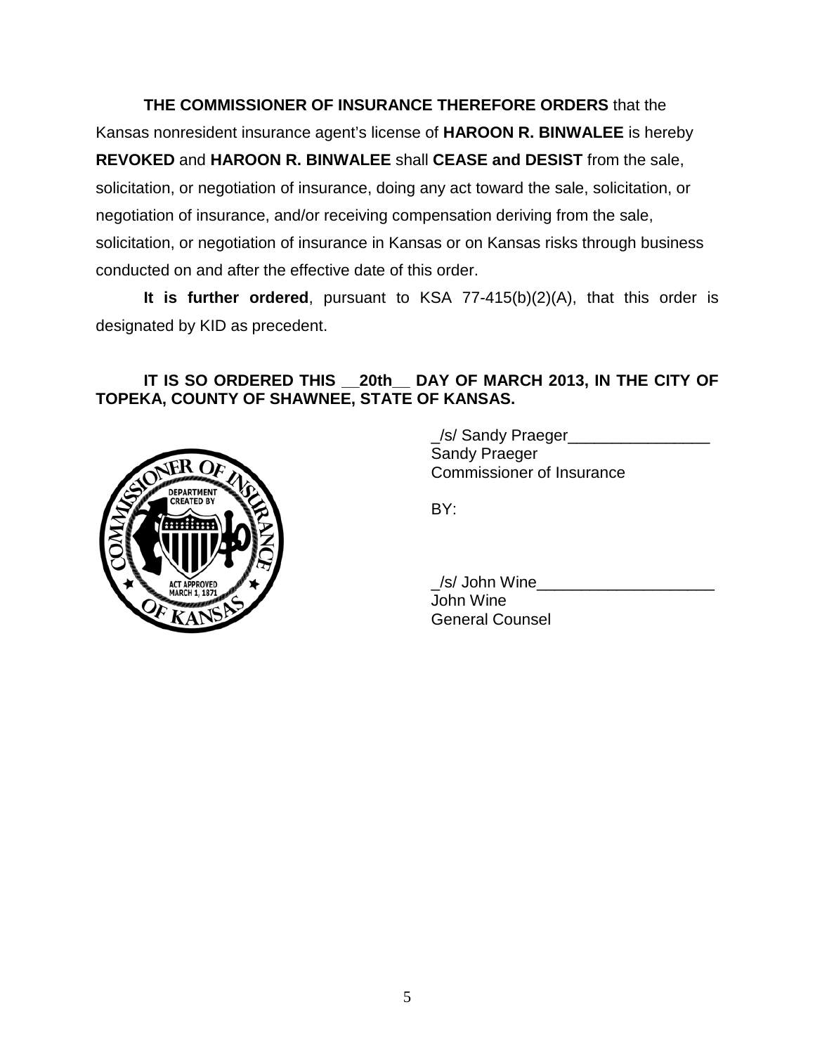**THE COMMISSIONER OF INSURANCE THEREFORE ORDERS** that the Kansas nonresident insurance agent's license of **HAROON R. BINWALEE** is hereby **REVOKED** and **HAROON R. BINWALEE** shall **CEASE and DESIST** from the sale, solicitation, or negotiation of insurance, doing any act toward the sale, solicitation, or negotiation of insurance, and/or receiving compensation deriving from the sale, solicitation, or negotiation of insurance in Kansas or on Kansas risks through business conducted on and after the effective date of this order.

**It is further ordered**, pursuant to KSA 77-415(b)(2)(A), that this order is designated by KID as precedent.

**IT IS SO ORDERED THIS __20th__ DAY OF MARCH 2013, IN THE CITY OF TOPEKA, COUNTY OF SHAWNEE, STATE OF KANSAS.**

_/s/ Sandy Praeger________________
Sandy Praeger
Commissioner of Insurance

BY:

_/s/ John Wine____________________
John Wine
General Counsel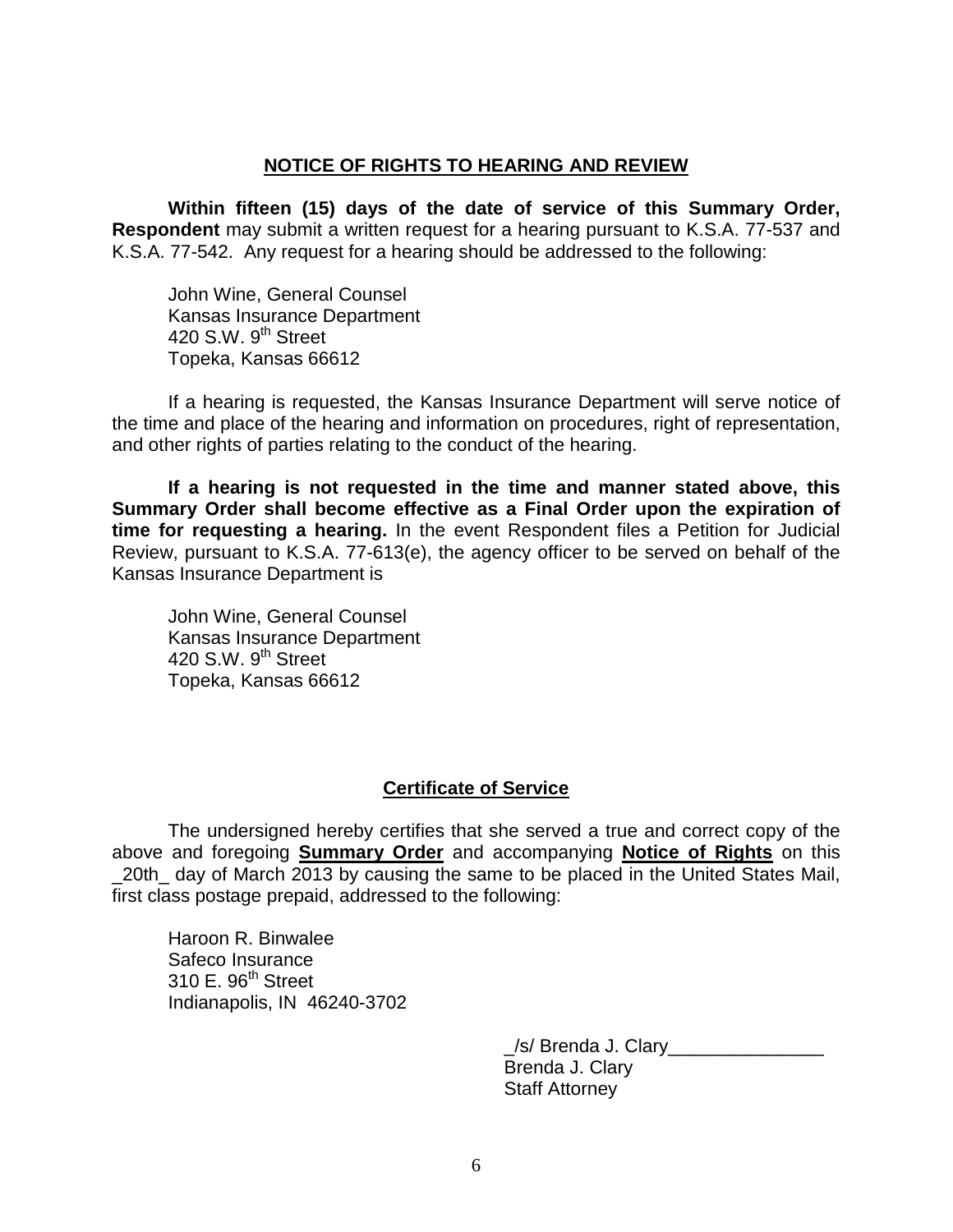## **NOTICE OF RIGHTS TO HEARING AND REVIEW**

**Within fifteen (15) days of the date of service of this Summary Order, Respondent** may submit a written request for a hearing pursuant to K.S.A. 77-537 and K.S.A. 77-542. Any request for a hearing should be addressed to the following:

John Wine, General Counsel
Kansas Insurance Department
420 S.W. 9th Street
Topeka, Kansas 66612

If a hearing is requested, the Kansas Insurance Department will serve notice of the time and place of the hearing and information on procedures, right of representation, and other rights of parties relating to the conduct of the hearing.

**If a hearing is not requested in the time and manner stated above, this Summary Order shall become effective as a Final Order upon the expiration of time for requesting a hearing.** In the event Respondent files a Petition for Judicial Review, pursuant to K.S.A. 77-613(e), the agency officer to be served on behalf of the Kansas Insurance Department is

John Wine, General Counsel
Kansas Insurance Department
420 S.W. 9th Street
Topeka, Kansas 66612

## **Certificate of Service**

The undersigned hereby certifies that she served a true and correct copy of the above and foregoing **Summary Order** and accompanying **Notice of Rights** on this _20th_ day of March 2013 by causing the same to be placed in the United States Mail, first class postage prepaid, addressed to the following:

Haroon R. Binwalee
Safeco Insurance
310 E. 96th Street
Indianapolis, IN 46240-3702

_/s/ Brenda J. Clary_______________
Brenda J. Clary
Staff Attorney